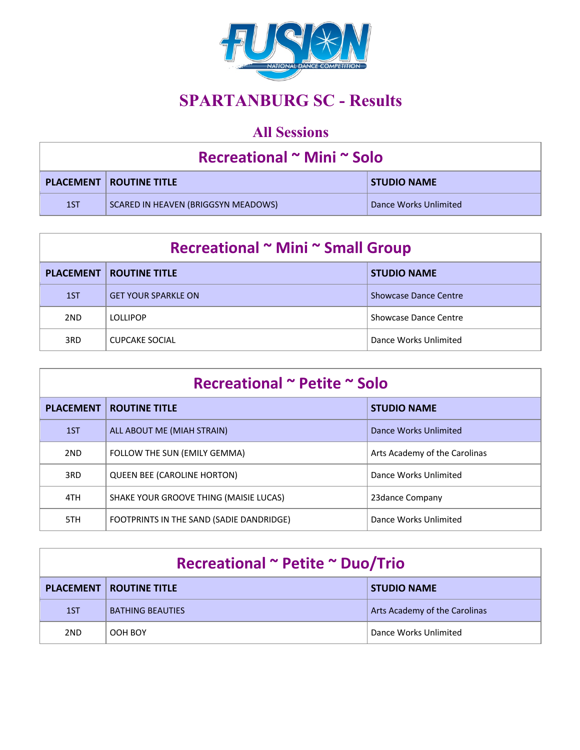# SPARTANBURG SC - Results

## All Sessions

### Recreational ~ Mini ~ Solo

| PLACEMENT | ROUTINE TITLE | STUDIO NAME |
|---|---|---|
| 1ST | SCARED IN HEAVEN (BRIGGSYN MEADOWS) | Dance Works Unlimited |

### Recreational ~ Mini ~ Small Group

| PLACEMENT | ROUTINE TITLE | STUDIO NAME |
|---|---|---|
| 1ST | GET YOUR SPARKLE ON | Showcase Dance Centre |
| 2ND | LOLLIPOP | Showcase Dance Centre |
| 3RD | CUPCAKE SOCIAL | Dance Works Unlimited |

### Recreational ~ Petite ~ Solo

| PLACEMENT | ROUTINE TITLE | STUDIO NAME |
|---|---|---|
| 1ST | ALL ABOUT ME (MIAH STRAIN) | Dance Works Unlimited |
| 2ND | FOLLOW THE SUN (EMILY GEMMA) | Arts Academy of the Carolinas |
| 3RD | QUEEN BEE (CAROLINE HORTON) | Dance Works Unlimited |
| 4TH | SHAKE YOUR GROOVE THING (MAISIE LUCAS) | 23dance Company |
| 5TH | FOOTPRINTS IN THE SAND (SADIE DANDRIDGE) | Dance Works Unlimited |

### Recreational ~ Petite ~ Duo/Trio

| PLACEMENT | ROUTINE TITLE | STUDIO NAME |
|---|---|---|
| 1ST | BATHING BEAUTIES | Arts Academy of the Carolinas |
| 2ND | OOH BOY | Dance Works Unlimited |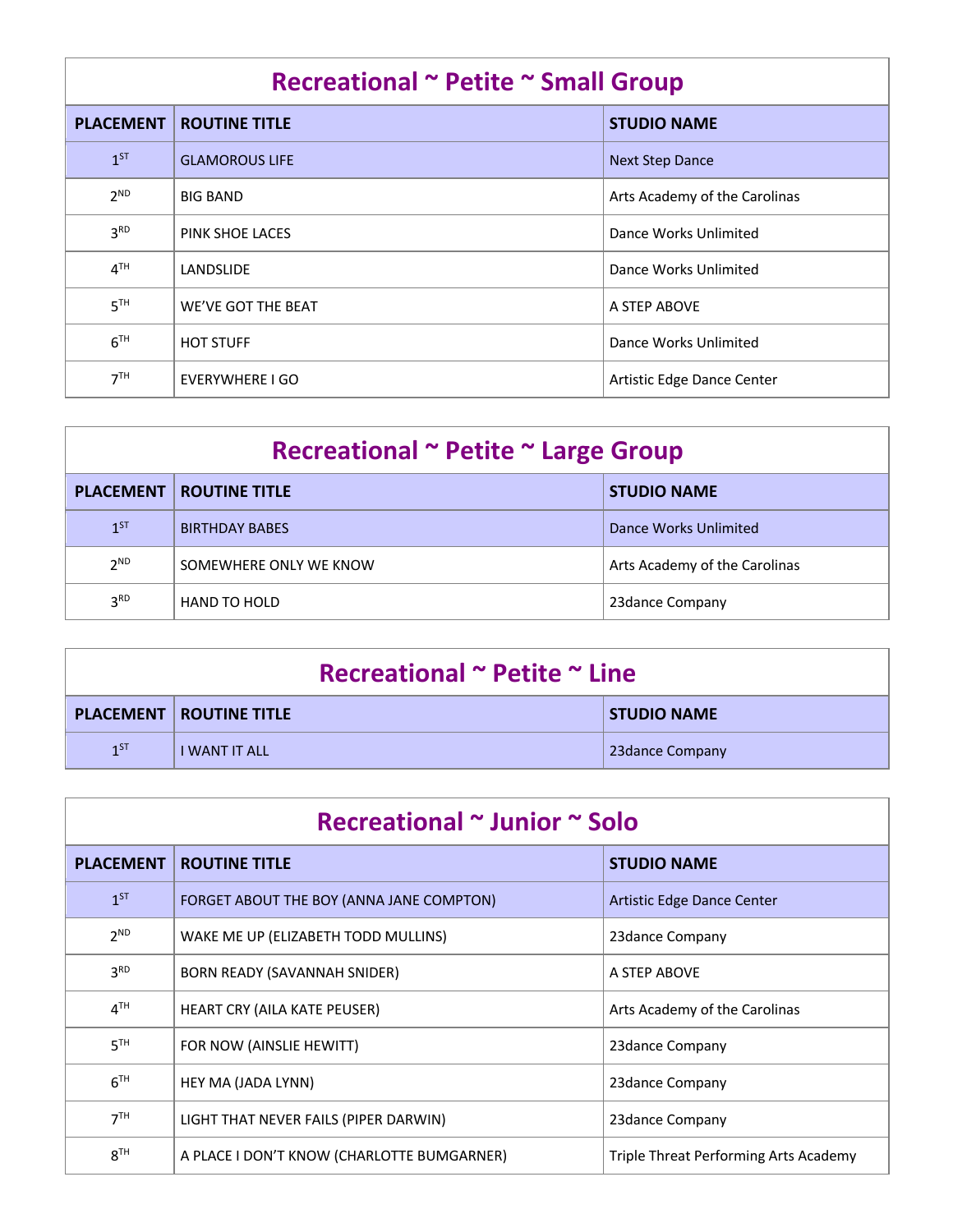## Recreational ~ Petite ~ Small Group

| PLACEMENT | ROUTINE TITLE | STUDIO NAME |
|---|---|---|
| 1ST | GLAMOROUS LIFE | Next Step Dance |
| 2ND | BIG BAND | Arts Academy of the Carolinas |
| 3RD | PINK SHOE LACES | Dance Works Unlimited |
| 4TH | LANDSLIDE | Dance Works Unlimited |
| 5TH | WE'VE GOT THE BEAT | A STEP ABOVE |
| 6TH | HOT STUFF | Dance Works Unlimited |
| 7TH | EVERYWHERE I GO | Artistic Edge Dance Center |

## Recreational ~ Petite ~ Large Group

| PLACEMENT | ROUTINE TITLE | STUDIO NAME |
|---|---|---|
| 1ST | BIRTHDAY BABES | Dance Works Unlimited |
| 2ND | SOMEWHERE ONLY WE KNOW | Arts Academy of the Carolinas |
| 3RD | HAND TO HOLD | 23dance Company |

## Recreational ~ Petite ~ Line

| PLACEMENT | ROUTINE TITLE | STUDIO NAME |
|---|---|---|
| 1ST | I WANT IT ALL | 23dance Company |

## Recreational ~ Junior ~ Solo

| PLACEMENT | ROUTINE TITLE | STUDIO NAME |
|---|---|---|
| 1ST | FORGET ABOUT THE BOY (ANNA JANE COMPTON) | Artistic Edge Dance Center |
| 2ND | WAKE ME UP (ELIZABETH TODD MULLINS) | 23dance Company |
| 3RD | BORN READY (SAVANNAH SNIDER) | A STEP ABOVE |
| 4TH | HEART CRY (AILA KATE PEUSER) | Arts Academy of the Carolinas |
| 5TH | FOR NOW (AINSLIE HEWITT) | 23dance Company |
| 6TH | HEY MA (JADA LYNN) | 23dance Company |
| 7TH | LIGHT THAT NEVER FAILS (PIPER DARWIN) | 23dance Company |
| 8TH | A PLACE I DON'T KNOW (CHARLOTTE BUMGARNER) | Triple Threat Performing Arts Academy |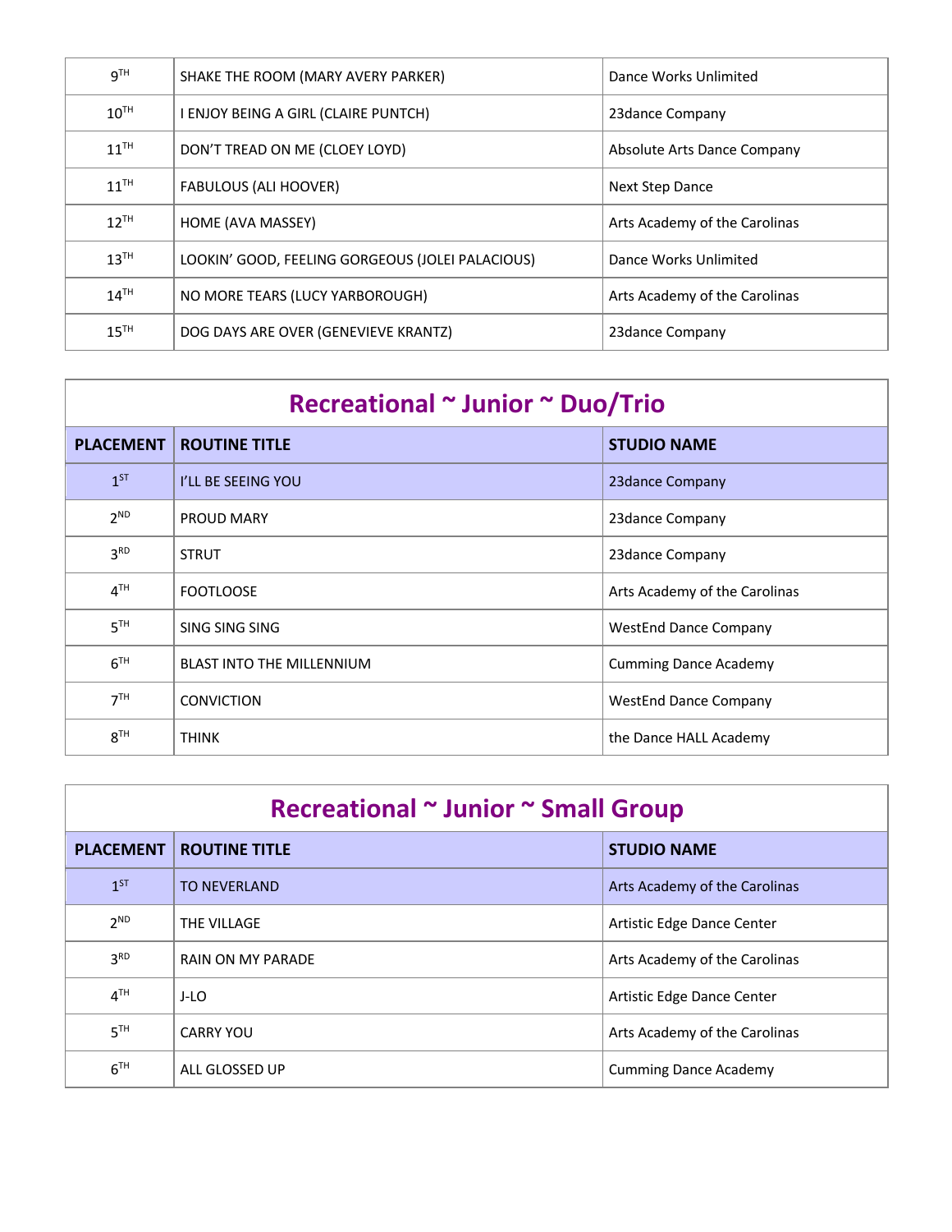| | | |
|---|---|---|
| 9TH | SHAKE THE ROOM (MARY AVERY PARKER) | Dance Works Unlimited |
| 10TH | I ENJOY BEING A GIRL (CLAIRE PUNTCH) | 23dance Company |
| 11TH | DON'T TREAD ON ME (CLOEY LOYD) | Absolute Arts Dance Company |
| 11TH | FABULOUS (ALI HOOVER) | Next Step Dance |
| 12TH | HOME (AVA MASSEY) | Arts Academy of the Carolinas |
| 13TH | LOOKIN' GOOD, FEELING GORGEOUS (JOLEI PALACIOUS) | Dance Works Unlimited |
| 14TH | NO MORE TEARS (LUCY YARBOROUGH) | Arts Academy of the Carolinas |
| 15TH | DOG DAYS ARE OVER (GENEVIEVE KRANTZ) | 23dance Company |

## Recreational ~ Junior ~ Duo/Trio

| PLACEMENT | ROUTINE TITLE | STUDIO NAME |
|---|---|---|
| 1ST | I'LL BE SEEING YOU | 23dance Company |
| 2ND | PROUD MARY | 23dance Company |
| 3RD | STRUT | 23dance Company |
| 4TH | FOOTLOOSE | Arts Academy of the Carolinas |
| 5TH | SING SING SING | WestEnd Dance Company |
| 6TH | BLAST INTO THE MILLENNIUM | Cumming Dance Academy |
| 7TH | CONVICTION | WestEnd Dance Company |
| 8TH | THINK | the Dance HALL Academy |

## Recreational ~ Junior ~ Small Group

| PLACEMENT | ROUTINE TITLE | STUDIO NAME |
|---|---|---|
| 1ST | TO NEVERLAND | Arts Academy of the Carolinas |
| 2ND | THE VILLAGE | Artistic Edge Dance Center |
| 3RD | RAIN ON MY PARADE | Arts Academy of the Carolinas |
| 4TH | J-LO | Artistic Edge Dance Center |
| 5TH | CARRY YOU | Arts Academy of the Carolinas |
| 6TH | ALL GLOSSED UP | Cumming Dance Academy |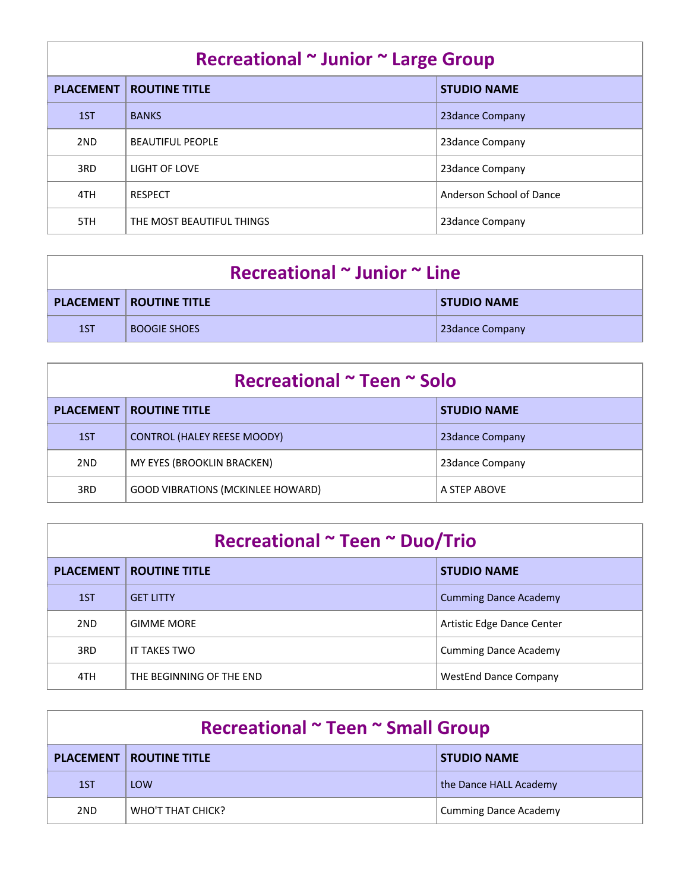## Recreational ~ Junior ~ Large Group

| PLACEMENT | ROUTINE TITLE | STUDIO NAME |
|---|---|---|
| 1ST | BANKS | 23dance Company |
| 2ND | BEAUTIFUL PEOPLE | 23dance Company |
| 3RD | LIGHT OF LOVE | 23dance Company |
| 4TH | RESPECT | Anderson School of Dance |
| 5TH | THE MOST BEAUTIFUL THINGS | 23dance Company |

## Recreational ~ Junior ~ Line

| PLACEMENT | ROUTINE TITLE | STUDIO NAME |
|---|---|---|
| 1ST | BOOGIE SHOES | 23dance Company |

## Recreational ~ Teen ~ Solo

| PLACEMENT | ROUTINE TITLE | STUDIO NAME |
|---|---|---|
| 1ST | CONTROL (HALEY REESE MOODY) | 23dance Company |
| 2ND | MY EYES (BROOKLIN BRACKEN) | 23dance Company |
| 3RD | GOOD VIBRATIONS (MCKINLEE HOWARD) | A STEP ABOVE |

## Recreational ~ Teen ~ Duo/Trio

| PLACEMENT | ROUTINE TITLE | STUDIO NAME |
|---|---|---|
| 1ST | GET LITTY | Cumming Dance Academy |
| 2ND | GIMME MORE | Artistic Edge Dance Center |
| 3RD | IT TAKES TWO | Cumming Dance Academy |
| 4TH | THE BEGINNING OF THE END | WestEnd Dance Company |

## Recreational ~ Teen ~ Small Group

| PLACEMENT | ROUTINE TITLE | STUDIO NAME |
|---|---|---|
| 1ST | LOW | the Dance HALL Academy |
| 2ND | WHO'T THAT CHICK? | Cumming Dance Academy |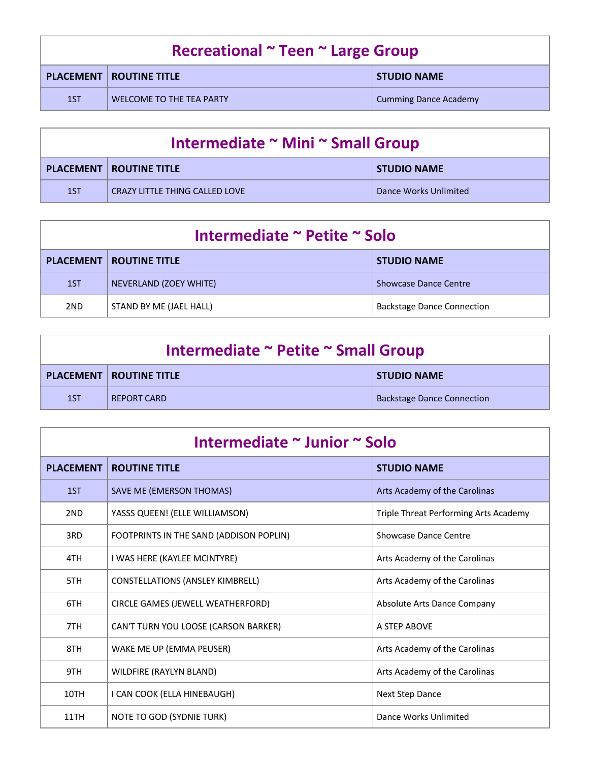## Recreational ~ Teen ~ Large Group

| PLACEMENT | ROUTINE TITLE | STUDIO NAME |
|---|---|---|
| 1ST | WELCOME TO THE TEA PARTY | Cumming Dance Academy |

## Intermediate ~ Mini ~ Small Group

| PLACEMENT | ROUTINE TITLE | STUDIO NAME |
|---|---|---|
| 1ST | CRAZY LITTLE THING CALLED LOVE | Dance Works Unlimited |

## Intermediate ~ Petite ~ Solo

| PLACEMENT | ROUTINE TITLE | STUDIO NAME |
|---|---|---|
| 1ST | NEVERLAND (ZOEY WHITE) | Showcase Dance Centre |
| 2ND | STAND BY ME (JAEL HALL) | Backstage Dance Connection |

## Intermediate ~ Petite ~ Small Group

| PLACEMENT | ROUTINE TITLE | STUDIO NAME |
|---|---|---|
| 1ST | REPORT CARD | Backstage Dance Connection |

## Intermediate ~ Junior ~ Solo

| PLACEMENT | ROUTINE TITLE | STUDIO NAME |
|---|---|---|
| 1ST | SAVE ME (EMERSON THOMAS) | Arts Academy of the Carolinas |
| 2ND | YASSS QUEEN! (ELLE WILLIAMSON) | Triple Threat Performing Arts Academy |
| 3RD | FOOTPRINTS IN THE SAND (ADDISON POPLIN) | Showcase Dance Centre |
| 4TH | I WAS HERE (KAYLEE MCINTYRE) | Arts Academy of the Carolinas |
| 5TH | CONSTELLATIONS (ANSLEY KIMBRELL) | Arts Academy of the Carolinas |
| 6TH | CIRCLE GAMES (JEWELL WEATHERFORD) | Absolute Arts Dance Company |
| 7TH | CAN'T TURN YOU LOOSE (CARSON BARKER) | A STEP ABOVE |
| 8TH | WAKE ME UP (EMMA PEUSER) | Arts Academy of the Carolinas |
| 9TH | WILDFIRE (RAYLYN BLAND) | Arts Academy of the Carolinas |
| 10TH | I CAN COOK (ELLA HINEBAUGH) | Next Step Dance |
| 11TH | NOTE TO GOD (SYDNIE TURK) | Dance Works Unlimited |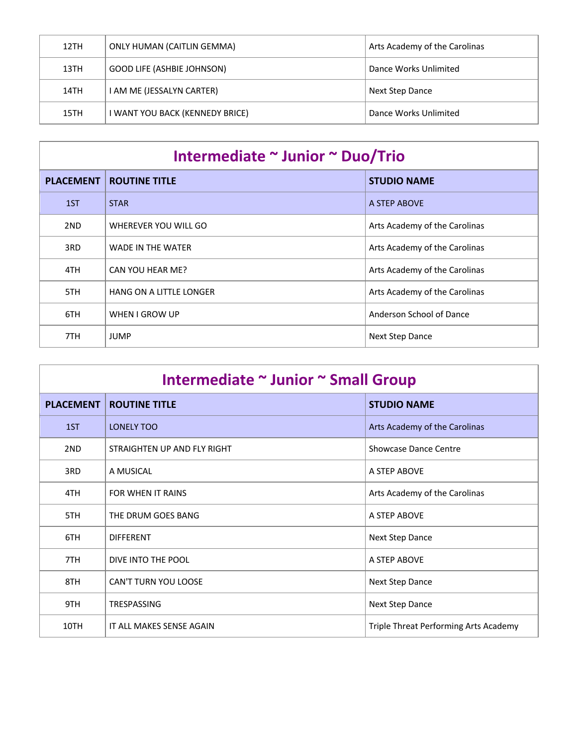| | | |
|---|---|---|
| 12TH | ONLY HUMAN (CAITLIN GEMMA) | Arts Academy of the Carolinas |
| 13TH | GOOD LIFE (ASHBIE JOHNSON) | Dance Works Unlimited |
| 14TH | I AM ME (JESSALYN CARTER) | Next Step Dance |
| 15TH | I WANT YOU BACK (KENNEDY BRICE) | Dance Works Unlimited |

## Intermediate ~ Junior ~ Duo/Trio

| PLACEMENT | ROUTINE TITLE | STUDIO NAME |
|---|---|---|
| 1ST | STAR | A STEP ABOVE |
| 2ND | WHEREVER YOU WILL GO | Arts Academy of the Carolinas |
| 3RD | WADE IN THE WATER | Arts Academy of the Carolinas |
| 4TH | CAN YOU HEAR ME? | Arts Academy of the Carolinas |
| 5TH | HANG ON A LITTLE LONGER | Arts Academy of the Carolinas |
| 6TH | WHEN I GROW UP | Anderson School of Dance |
| 7TH | JUMP | Next Step Dance |

## Intermediate ~ Junior ~ Small Group

| PLACEMENT | ROUTINE TITLE | STUDIO NAME |
|---|---|---|
| 1ST | LONELY TOO | Arts Academy of the Carolinas |
| 2ND | STRAIGHTEN UP AND FLY RIGHT | Showcase Dance Centre |
| 3RD | A MUSICAL | A STEP ABOVE |
| 4TH | FOR WHEN IT RAINS | Arts Academy of the Carolinas |
| 5TH | THE DRUM GOES BANG | A STEP ABOVE |
| 6TH | DIFFERENT | Next Step Dance |
| 7TH | DIVE INTO THE POOL | A STEP ABOVE |
| 8TH | CAN'T TURN YOU LOOSE | Next Step Dance |
| 9TH | TRESPASSING | Next Step Dance |
| 10TH | IT ALL MAKES SENSE AGAIN | Triple Threat Performing Arts Academy |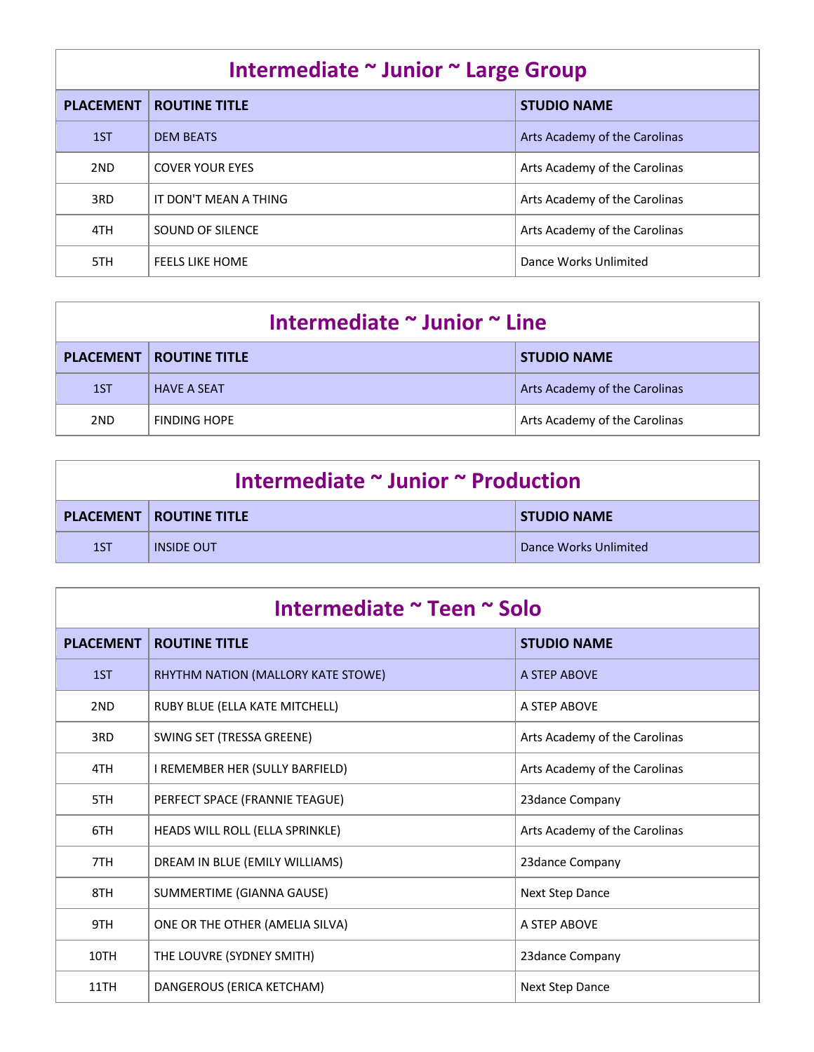## Intermediate ~ Junior ~ Large Group

| PLACEMENT | ROUTINE TITLE | STUDIO NAME |
|---|---|---|
| 1ST | DEM BEATS | Arts Academy of the Carolinas |
| 2ND | COVER YOUR EYES | Arts Academy of the Carolinas |
| 3RD | IT DON'T MEAN A THING | Arts Academy of the Carolinas |
| 4TH | SOUND OF SILENCE | Arts Academy of the Carolinas |
| 5TH | FEELS LIKE HOME | Dance Works Unlimited |

## Intermediate ~ Junior ~ Line

| PLACEMENT | ROUTINE TITLE | STUDIO NAME |
|---|---|---|
| 1ST | HAVE A SEAT | Arts Academy of the Carolinas |
| 2ND | FINDING HOPE | Arts Academy of the Carolinas |

## Intermediate ~ Junior ~ Production

| PLACEMENT | ROUTINE TITLE | STUDIO NAME |
|---|---|---|
| 1ST | INSIDE OUT | Dance Works Unlimited |

## Intermediate ~ Teen ~ Solo

| PLACEMENT | ROUTINE TITLE | STUDIO NAME |
|---|---|---|
| 1ST | RHYTHM NATION (MALLORY KATE STOWE) | A STEP ABOVE |
| 2ND | RUBY BLUE (ELLA KATE MITCHELL) | A STEP ABOVE |
| 3RD | SWING SET (TRESSA GREENE) | Arts Academy of the Carolinas |
| 4TH | I REMEMBER HER (SULLY BARFIELD) | Arts Academy of the Carolinas |
| 5TH | PERFECT SPACE (FRANNIE TEAGUE) | 23dance Company |
| 6TH | HEADS WILL ROLL (ELLA SPRINKLE) | Arts Academy of the Carolinas |
| 7TH | DREAM IN BLUE (EMILY WILLIAMS) | 23dance Company |
| 8TH | SUMMERTIME (GIANNA GAUSE) | Next Step Dance |
| 9TH | ONE OR THE OTHER (AMELIA SILVA) | A STEP ABOVE |
| 10TH | THE LOUVRE (SYDNEY SMITH) | 23dance Company |
| 11TH | DANGEROUS (ERICA KETCHAM) | Next Step Dance |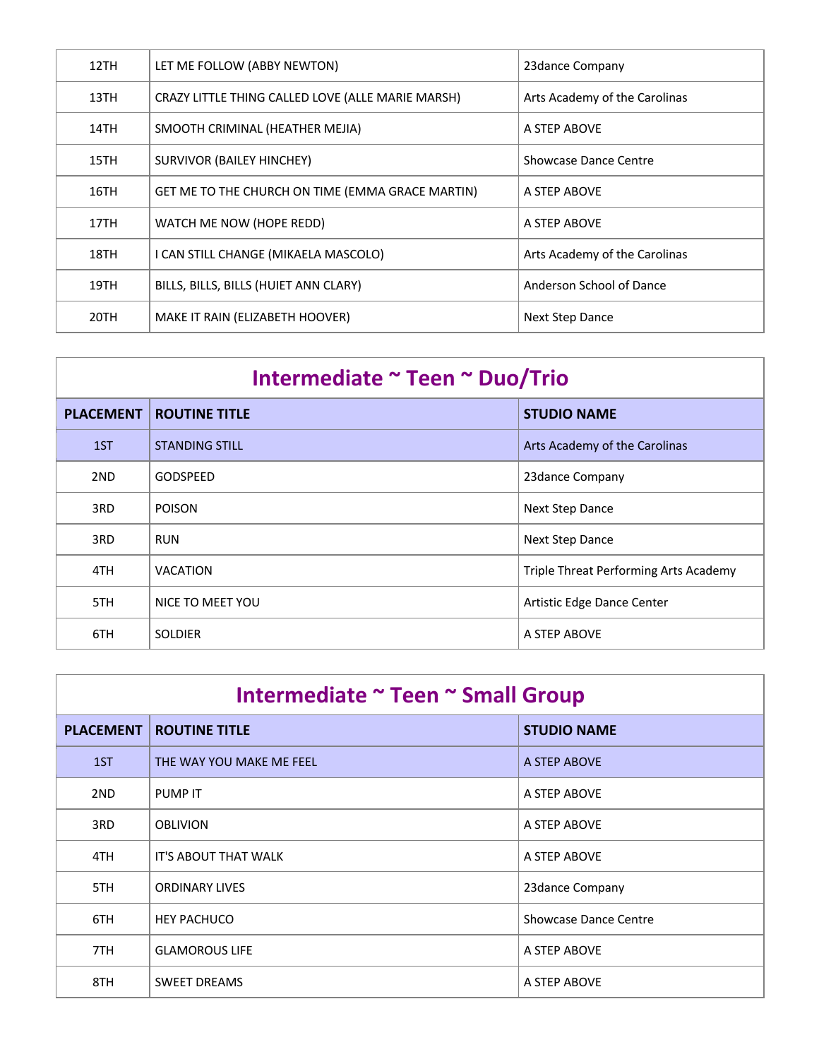| | | |
|---|---|---|
| 12TH | LET ME FOLLOW (ABBY NEWTON) | 23dance Company |
| 13TH | CRAZY LITTLE THING CALLED LOVE (ALLE MARIE MARSH) | Arts Academy of the Carolinas |
| 14TH | SMOOTH CRIMINAL (HEATHER MEJIA) | A STEP ABOVE |
| 15TH | SURVIVOR (BAILEY HINCHEY) | Showcase Dance Centre |
| 16TH | GET ME TO THE CHURCH ON TIME (EMMA GRACE MARTIN) | A STEP ABOVE |
| 17TH | WATCH ME NOW (HOPE REDD) | A STEP ABOVE |
| 18TH | I CAN STILL CHANGE (MIKAELA MASCOLO) | Arts Academy of the Carolinas |
| 19TH | BILLS, BILLS, BILLS (HUIET ANN CLARY) | Anderson School of Dance |
| 20TH | MAKE IT RAIN (ELIZABETH HOOVER) | Next Step Dance |

## Intermediate ~ Teen ~ Duo/Trio

| PLACEMENT | ROUTINE TITLE | STUDIO NAME |
|---|---|---|
| 1ST | STANDING STILL | Arts Academy of the Carolinas |
| 2ND | GODSPEED | 23dance Company |
| 3RD | POISON | Next Step Dance |
| 3RD | RUN | Next Step Dance |
| 4TH | VACATION | Triple Threat Performing Arts Academy |
| 5TH | NICE TO MEET YOU | Artistic Edge Dance Center |
| 6TH | SOLDIER | A STEP ABOVE |

## Intermediate ~ Teen ~ Small Group

| PLACEMENT | ROUTINE TITLE | STUDIO NAME |
|---|---|---|
| 1ST | THE WAY YOU MAKE ME FEEL | A STEP ABOVE |
| 2ND | PUMP IT | A STEP ABOVE |
| 3RD | OBLIVION | A STEP ABOVE |
| 4TH | IT'S ABOUT THAT WALK | A STEP ABOVE |
| 5TH | ORDINARY LIVES | 23dance Company |
| 6TH | HEY PACHUCO | Showcase Dance Centre |
| 7TH | GLAMOROUS LIFE | A STEP ABOVE |
| 8TH | SWEET DREAMS | A STEP ABOVE |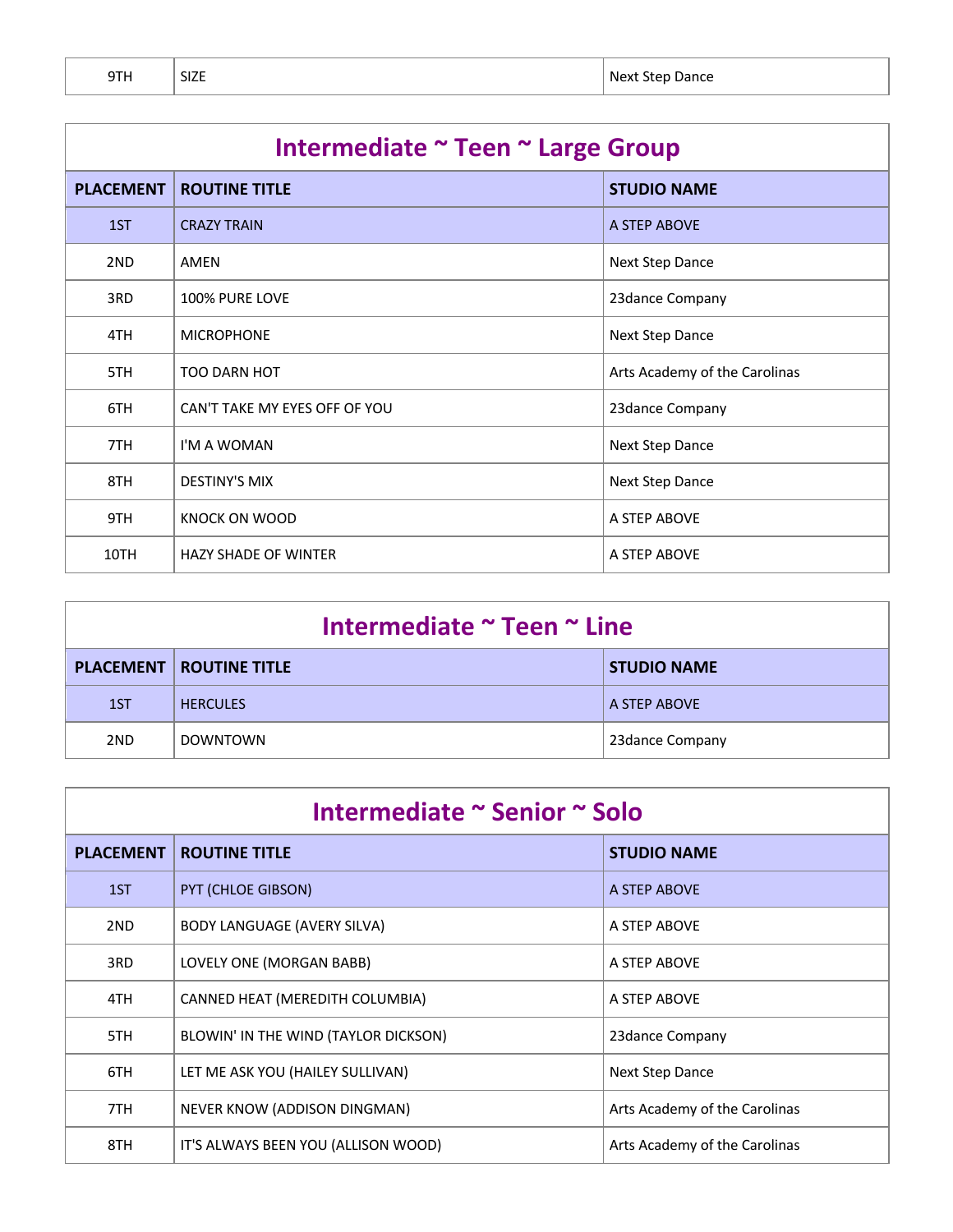| 9TH | SIZE | Next Step Dance |
|---|---|---|

## Intermediate ~ Teen ~ Large Group

| PLACEMENT | ROUTINE TITLE | STUDIO NAME |
|---|---|---|
| 1ST | CRAZY TRAIN | A STEP ABOVE |
| 2ND | AMEN | Next Step Dance |
| 3RD | 100% PURE LOVE | 23dance Company |
| 4TH | MICROPHONE | Next Step Dance |
| 5TH | TOO DARN HOT | Arts Academy of the Carolinas |
| 6TH | CAN'T TAKE MY EYES OFF OF YOU | 23dance Company |
| 7TH | I'M A WOMAN | Next Step Dance |
| 8TH | DESTINY'S MIX | Next Step Dance |
| 9TH | KNOCK ON WOOD | A STEP ABOVE |
| 10TH | HAZY SHADE OF WINTER | A STEP ABOVE |

## Intermediate ~ Teen ~ Line

| PLACEMENT | ROUTINE TITLE | STUDIO NAME |
|---|---|---|
| 1ST | HERCULES | A STEP ABOVE |
| 2ND | DOWNTOWN | 23dance Company |

## Intermediate ~ Senior ~ Solo

| PLACEMENT | ROUTINE TITLE | STUDIO NAME |
|---|---|---|
| 1ST | PYT (CHLOE GIBSON) | A STEP ABOVE |
| 2ND | BODY LANGUAGE (AVERY SILVA) | A STEP ABOVE |
| 3RD | LOVELY ONE (MORGAN BABB) | A STEP ABOVE |
| 4TH | CANNED HEAT (MEREDITH COLUMBIA) | A STEP ABOVE |
| 5TH | BLOWIN' IN THE WIND (TAYLOR DICKSON) | 23dance Company |
| 6TH | LET ME ASK YOU (HAILEY SULLIVAN) | Next Step Dance |
| 7TH | NEVER KNOW (ADDISON DINGMAN) | Arts Academy of the Carolinas |
| 8TH | IT'S ALWAYS BEEN YOU (ALLISON WOOD) | Arts Academy of the Carolinas |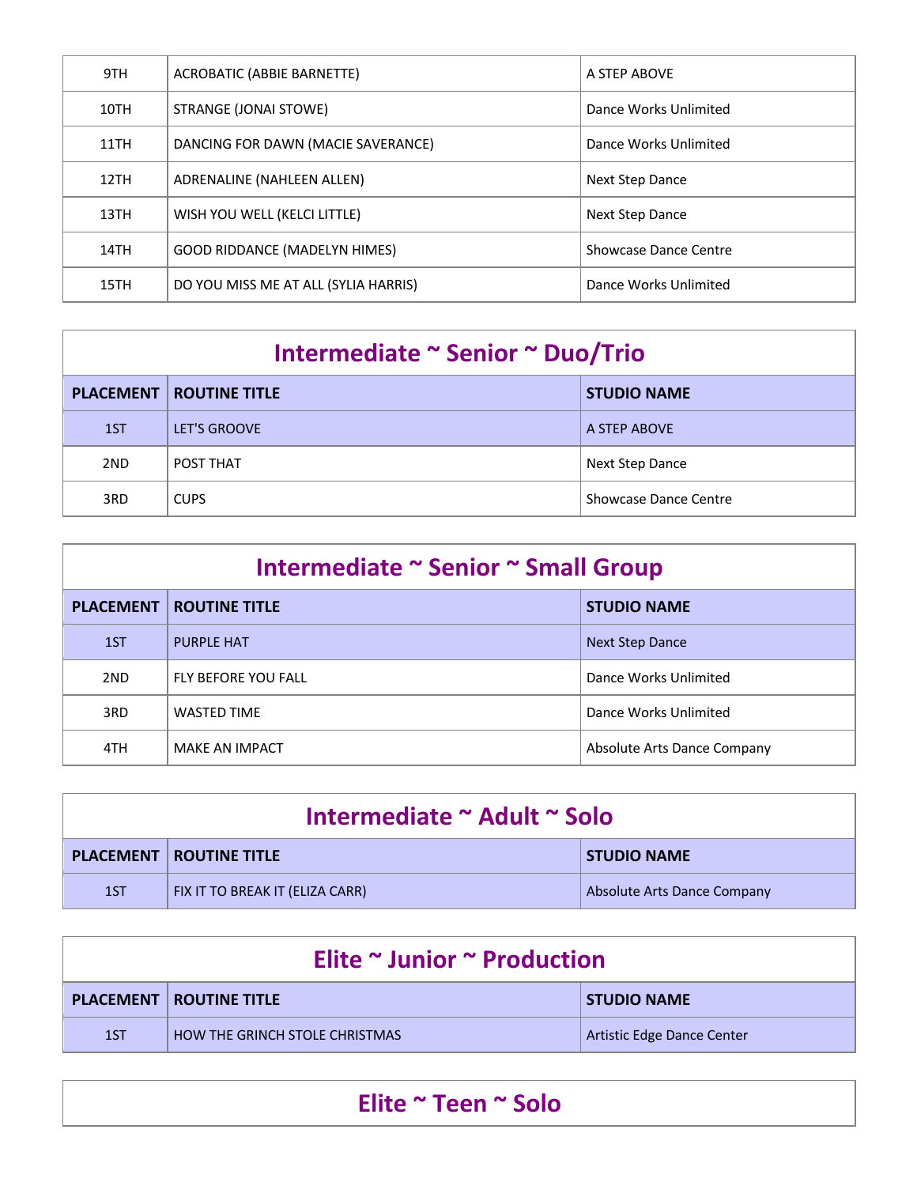| PLACEMENT | ROUTINE TITLE | STUDIO NAME |
|---|---|---|
| 9TH | ACROBATIC (ABBIE BARNETTE) | A STEP ABOVE |
| 10TH | STRANGE (JONAI STOWE) | Dance Works Unlimited |
| 11TH | DANCING FOR DAWN (MACIE SAVERANCE) | Dance Works Unlimited |
| 12TH | ADRENALINE (NAHLEEN ALLEN) | Next Step Dance |
| 13TH | WISH YOU WELL (KELCI LITTLE) | Next Step Dance |
| 14TH | GOOD RIDDANCE (MADELYN HIMES) | Showcase Dance Centre |
| 15TH | DO YOU MISS ME AT ALL (SYLIA HARRIS) | Dance Works Unlimited |

## Intermediate ~ Senior ~ Duo/Trio

| PLACEMENT | ROUTINE TITLE | STUDIO NAME |
|---|---|---|
| 1ST | LET'S GROOVE | A STEP ABOVE |
| 2ND | POST THAT | Next Step Dance |
| 3RD | CUPS | Showcase Dance Centre |

## Intermediate ~ Senior ~ Small Group

| PLACEMENT | ROUTINE TITLE | STUDIO NAME |
|---|---|---|
| 1ST | PURPLE HAT | Next Step Dance |
| 2ND | FLY BEFORE YOU FALL | Dance Works Unlimited |
| 3RD | WASTED TIME | Dance Works Unlimited |
| 4TH | MAKE AN IMPACT | Absolute Arts Dance Company |

## Intermediate ~ Adult ~ Solo

| PLACEMENT | ROUTINE TITLE | STUDIO NAME |
|---|---|---|
| 1ST | FIX IT TO BREAK IT (ELIZA CARR) | Absolute Arts Dance Company |

## Elite ~ Junior ~ Production

| PLACEMENT | ROUTINE TITLE | STUDIO NAME |
|---|---|---|
| 1ST | HOW THE GRINCH STOLE CHRISTMAS | Artistic Edge Dance Center |

## Elite ~ Teen ~ Solo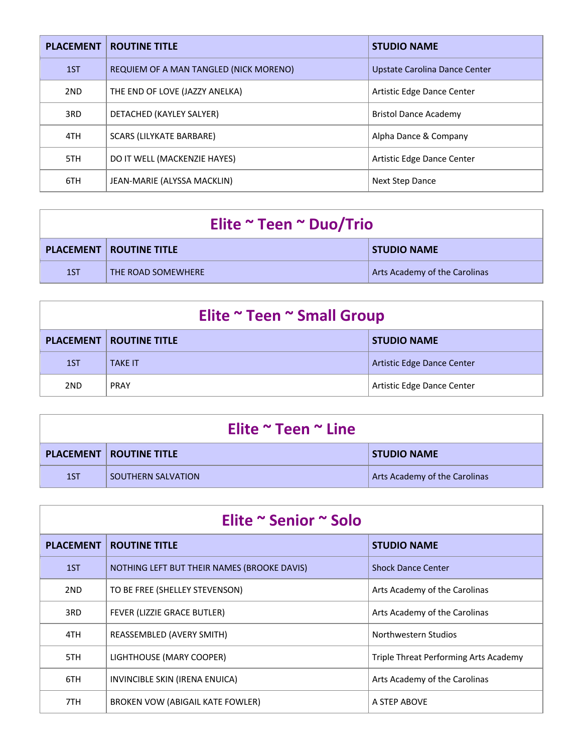| PLACEMENT | ROUTINE TITLE | STUDIO NAME |
|---|---|---|
| 1ST | REQUIEM OF A MAN TANGLED (NICK MORENO) | Upstate Carolina Dance Center |
| 2ND | THE END OF LOVE (JAZZY ANELKA) | Artistic Edge Dance Center |
| 3RD | DETACHED (KAYLEY SALYER) | Bristol Dance Academy |
| 4TH | SCARS (LILYKATE BARBARE) | Alpha Dance & Company |
| 5TH | DO IT WELL (MACKENZIE HAYES) | Artistic Edge Dance Center |
| 6TH | JEAN-MARIE (ALYSSA MACKLIN) | Next Step Dance |

## Elite ~ Teen ~ Duo/Trio

| PLACEMENT | ROUTINE TITLE | STUDIO NAME |
|---|---|---|
| 1ST | THE ROAD SOMEWHERE | Arts Academy of the Carolinas |

## Elite ~ Teen ~ Small Group

| PLACEMENT | ROUTINE TITLE | STUDIO NAME |
|---|---|---|
| 1ST | TAKE IT | Artistic Edge Dance Center |
| 2ND | PRAY | Artistic Edge Dance Center |

## Elite ~ Teen ~ Line

| PLACEMENT | ROUTINE TITLE | STUDIO NAME |
|---|---|---|
| 1ST | SOUTHERN SALVATION | Arts Academy of the Carolinas |

## Elite ~ Senior ~ Solo

| PLACEMENT | ROUTINE TITLE | STUDIO NAME |
|---|---|---|
| 1ST | NOTHING LEFT BUT THEIR NAMES (BROOKE DAVIS) | Shock Dance Center |
| 2ND | TO BE FREE (SHELLEY STEVENSON) | Arts Academy of the Carolinas |
| 3RD | FEVER (LIZZIE GRACE BUTLER) | Arts Academy of the Carolinas |
| 4TH | REASSEMBLED (AVERY SMITH) | Northwestern Studios |
| 5TH | LIGHTHOUSE (MARY COOPER) | Triple Threat Performing Arts Academy |
| 6TH | INVINCIBLE SKIN (IRENA ENUICA) | Arts Academy of the Carolinas |
| 7TH | BROKEN VOW (ABIGAIL KATE FOWLER) | A STEP ABOVE |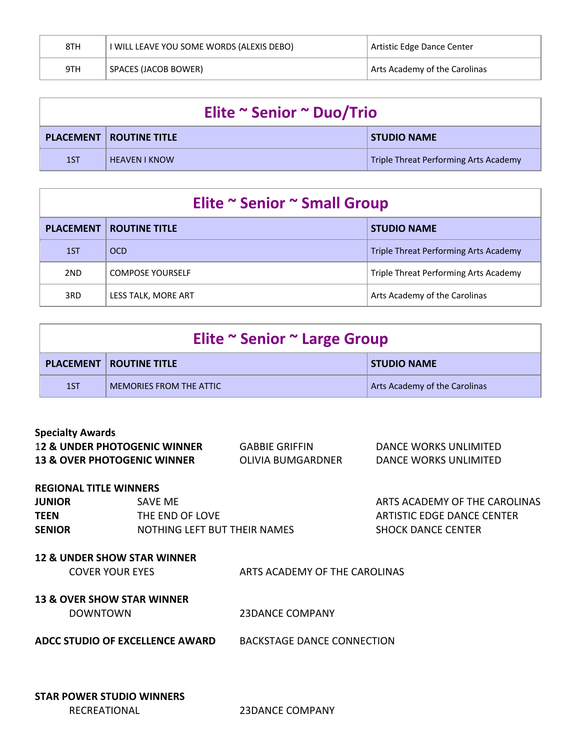| | | |
|---|---|---|
| 8TH | I WILL LEAVE YOU SOME WORDS (ALEXIS DEBO) | Artistic Edge Dance Center |
| 9TH | SPACES (JACOB BOWER) | Arts Academy of the Carolinas |

## Elite ~ Senior ~ Duo/Trio

| PLACEMENT | ROUTINE TITLE | STUDIO NAME |
|---|---|---|
| 1ST | HEAVEN I KNOW | Triple Threat Performing Arts Academy |

## Elite ~ Senior ~ Small Group

| PLACEMENT | ROUTINE TITLE | STUDIO NAME |
|---|---|---|
| 1ST | OCD | Triple Threat Performing Arts Academy |
| 2ND | COMPOSE YOURSELF | Triple Threat Performing Arts Academy |
| 3RD | LESS TALK, MORE ART | Arts Academy of the Carolinas |

## Elite ~ Senior ~ Large Group

| PLACEMENT | ROUTINE TITLE | STUDIO NAME |
|---|---|---|
| 1ST | MEMORIES FROM THE ATTIC | Arts Academy of the Carolinas |

**Specialty Awards**

**12 & UNDER PHOTOGENIC WINNER** GABBIE GRIFFIN DANCE WORKS UNLIMITED
**13 & OVER PHOTOGENIC WINNER** OLIVIA BUMGARDNER DANCE WORKS UNLIMITED

**REGIONAL TITLE WINNERS**

**JUNIOR** SAVE ME ARTS ACADEMY OF THE CAROLINAS
**TEEN** THE END OF LOVE ARTISTIC EDGE DANCE CENTER
**SENIOR** NOTHING LEFT BUT THEIR NAMES SHOCK DANCE CENTER

**12 & UNDER SHOW STAR WINNER**
COVER YOUR EYES ARTS ACADEMY OF THE CAROLINAS

**13 & OVER SHOW STAR WINNER**
DOWNTOWN 23DANCE COMPANY

**ADCC STUDIO OF EXCELLENCE AWARD** BACKSTAGE DANCE CONNECTION

**STAR POWER STUDIO WINNERS**
RECREATIONAL 23DANCE COMPANY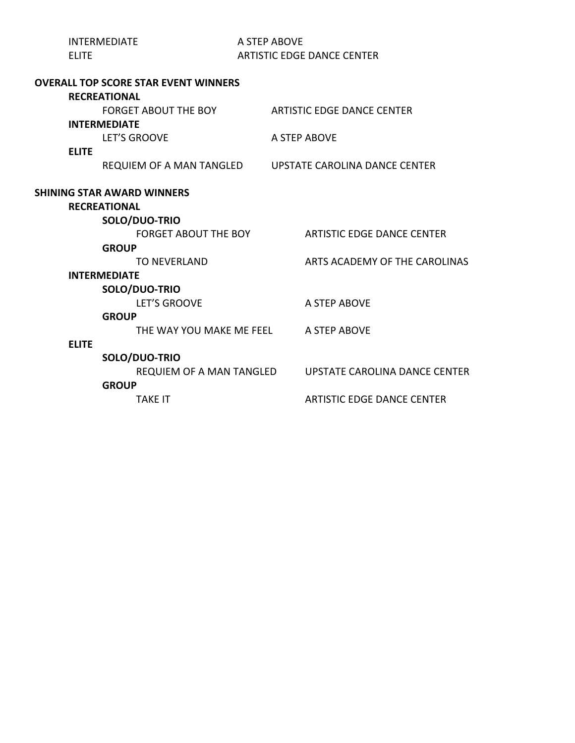INTERMEDIATE A STEP ABOVE
ELITE ARTISTIC EDGE DANCE CENTER

**OVERALL TOP SCORE STAR EVENT WINNERS**

**RECREATIONAL**

FORGET ABOUT THE BOY ARTISTIC EDGE DANCE CENTER

**INTERMEDIATE**

LET'S GROOVE A STEP ABOVE

**ELITE**

REQUIEM OF A MAN TANGLED UPSTATE CAROLINA DANCE CENTER

**SHINING STAR AWARD WINNERS**

**RECREATIONAL**

**SOLO/DUO-TRIO**

FORGET ABOUT THE BOY ARTISTIC EDGE DANCE CENTER

**GROUP**

TO NEVERLAND ARTS ACADEMY OF THE CAROLINAS

**INTERMEDIATE**

**SOLO/DUO-TRIO**

LET'S GROOVE A STEP ABOVE

**GROUP**

THE WAY YOU MAKE ME FEEL A STEP ABOVE

**ELITE**

**SOLO/DUO-TRIO**

REQUIEM OF A MAN TANGLED UPSTATE CAROLINA DANCE CENTER

**GROUP**

TAKE IT ARTISTIC EDGE DANCE CENTER